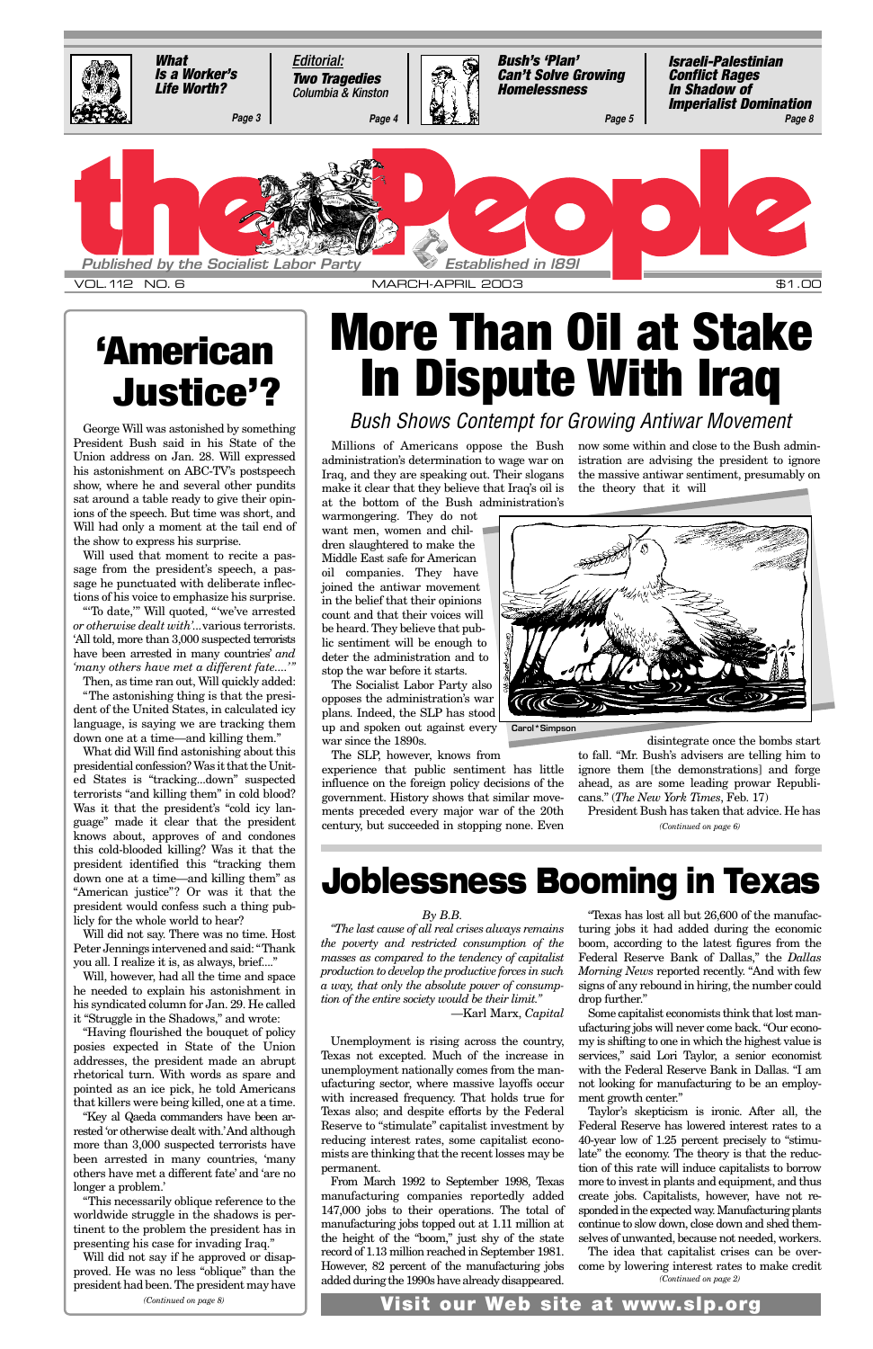**What Is a Worker's Life Worth?** Page 3

*Editorial:* **Two Tragedies** Columbia & Kinston Page 4

**Bush's 'Plan' Can't Solve Growing Homelessness** Page 5

**Israeli-Palestinian Conflict Rages In Shadow of Imperialist Domination** Page 8

# the People

*Published by the Socialist Labor Party* — *Established in 1891*

VOL. 112 NO. 6 — MARCH-APRIL 2003 — $1.00

# More Than Oil at Stake In Dispute With Iraq

## Bush Shows Contempt for Growing Antiwar Movement

Millions of Americans oppose the Bush administration's determination to wage war on Iraq, and they are speaking out. Their slogans make it clear that they believe that Iraq's oil is at the bottom of the Bush administration's warmongering. They do not want men, women and children slaughtered to make the Middle East safe for American oil companies. They have joined the antiwar movement in the belief that their opinions count and that their voices will be heard. They believe that public sentiment will be enough to deter the administration and to stop the war before it starts.

The Socialist Labor Party also opposes the administration's war plans. Indeed, the SLP has stood up and spoken out against every war since the 1890s.

The SLP, however, knows from experience that public sentiment has little influence on the foreign policy decisions of the government. History shows that similar movements preceded every major war of the 20th century, but succeeded in stopping none. Even now some within and close to the Bush administration are advising the president to ignore the massive antiwar sentiment, presumably on the theory that it will disintegrate once the bombs start to fall. "Mr. Bush's advisers are telling him to ignore them [the demonstrations] and forge ahead, as are some leading prowar Republicans." (*The New York Times*, Feb. 17)

Carol•Simpson

President Bush has taken that advice. He has

*(Continued on page 6)*

# 'American Justice'?

George Will was astonished by something President Bush said in his State of the Union address on Jan. 28. Will expressed his astonishment on ABC-TV's postspeech show, where he and several other pundits sat around a table ready to give their opinions of the speech. But time was short, and Will had only a moment at the tail end of the show to express his surprise.

Will used that moment to recite a passage from the president's speech, a passage he punctuated with deliberate inflections of his voice to emphasize his surprise.

"'To date,'" Will quoted, "'we've arrested *or otherwise dealt with'*...various terrorists. 'All told, more than 3,000 suspected terrorists have been arrested in many countries' *and 'many others have met a different fate....'*"

Then, as time ran out, Will quickly added: "The astonishing thing is that the president of the United States, in calculated icy language, is saying we are tracking them down one at a time—and killing them."

What did Will find astonishing about this presidential confession? Was it that the United States is "tracking...down" suspected terrorists "and killing them" in cold blood? Was it that the president's "cold icy language" made it clear that the president knows about, approves of and condones this cold-blooded killing? Was it that the president identified this "tracking them down one at a time—and killing them" as "American justice"? Or was it that the president would confess such a thing publicly for the whole world to hear?

Will did not say. There was no time. Host Peter Jennings intervened and said: "Thank you all. I realize it is, as always, brief...."

Will, however, had all the time and space he needed to explain his astonishment in his syndicated column for Jan. 29. He called it "Struggle in the Shadows," and wrote:

"Having flourished the bouquet of policy posies expected in State of the Union addresses, the president made an abrupt rhetorical turn. With words as spare and pointed as an ice pick, he told Americans that killers were being killed, one at a time.

'Key al Qaeda commanders have been arrested 'or otherwise dealt with.' And although more than 3,000 suspected terrorists have been arrested in many countries, 'many others have met a different fate' and 'are no longer a problem.'

"This necessarily oblique reference to the worldwide struggle in the shadows is pertinent to the problem the president has in presenting his case for invading Iraq."

Will did not say if he approved or disapproved. He was no less "oblique" than the president had been. The president may have

*(Continued on page 8)*

# Joblessness Booming in Texas

*By B.B.*

*"The last cause of all real crises always remains the poverty and restricted consumption of the masses as compared to the tendency of capitalist production to develop the productive forces in such a way, that only the absolute power of consumption of the entire society would be their limit."*

—Karl Marx, *Capital*

Unemployment is rising across the country, Texas not excepted. Much of the increase in unemployment nationally comes from the manufacturing sector, where massive layoffs occur with increased frequency. That holds true for Texas also; and despite efforts by the Federal Reserve to "stimulate" capitalist investment by reducing interest rates, some capitalist economists are thinking that the recent losses may be permanent.

From March 1992 to September 1998, Texas manufacturing companies reportedly added 147,000 jobs to their operations. The total of manufacturing jobs topped out at 1.11 million at the height of the "boom," just shy of the state record of 1.13 million reached in September 1981. However, 82 percent of the manufacturing jobs added during the 1990s have already disappeared.

"Texas has lost all but 26,600 of the manufacturing jobs it had added during the economic boom, according to the latest figures from the Federal Reserve Bank of Dallas," the *Dallas Morning News* reported recently. "And with few signs of any rebound in hiring, the number could drop further."

Some capitalist economists think that lost manufacturing jobs will never come back. "Our economy is shifting to one in which the highest value is services," said Lori Taylor, a senior economist with the Federal Reserve Bank in Dallas. "I am not looking for manufacturing to be an employment growth center."

Taylor's skepticism is ironic. After all, the Federal Reserve has lowered interest rates to a 40-year low of 1.25 percent precisely to "stimulate" the economy. The theory is that the reduction of this rate will induce capitalists to borrow more to invest in plants and equipment, and thus create jobs. Capitalists, however, have not responded in the expected way. Manufacturing plants continue to slow down, close down and shed themselves of unwanted, because not needed, workers.

The idea that capitalist crises can be overcome by lowering interest rates to make credit

*(Continued on page 2)*

**Visit our Web site at www.slp.org**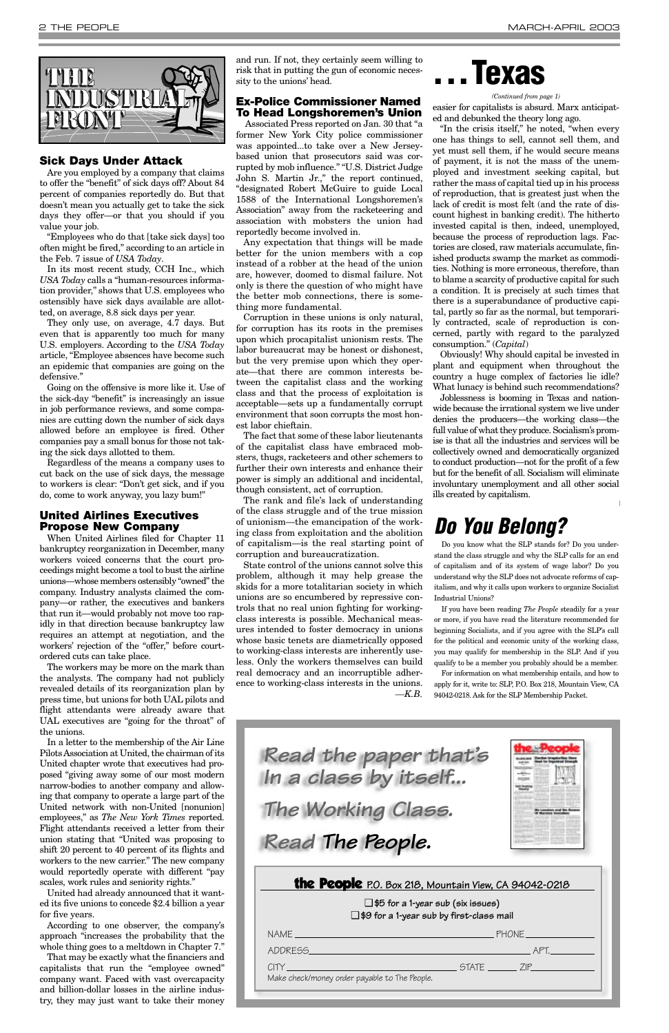# The Industrial Front

## Sick Days Under Attack

Are you employed by a company that claims to offer the "benefit" of sick days off? About 84 percent of companies reportedly do. But that doesn't mean you actually get to take the sick days they offer—or that you should if you value your job.

"Employees who do that [take sick days] too often might be fired," according to an article in the Feb. 7 issue of *USA Today*.

In its most recent study, CCH Inc., which *USA Today* calls a "human-resources information provider," shows that U.S. employees who ostensibly have sick days available are allotted, on average, 8.8 sick days per year.

They only use, on average, 4.7 days. But even that is apparently too much for many U.S. employers. According to the *USA Today* article, "Employee absences have become such an epidemic that companies are going on the defensive."

Going on the offensive is more like it. Use of the sick-day "benefit" is increasingly an issue in job performance reviews, and some companies are cutting down the number of sick days allowed before an employee is fired. Other companies pay a small bonus for those not taking the sick days allotted to them.

Regardless of the means a company uses to cut back on the use of sick days, the message to workers is clear: "Don't get sick, and if you do, come to work anyway, you lazy bum!"

## United Airlines Executives Propose New Company

When United Airlines filed for Chapter 11 bankruptcy reorganization in December, many workers voiced concerns that the court proceedings might become a tool to bust the airline unions—whose members ostensibly "owned" the company. Industry analysts claimed the company—or rather, the executives and bankers that run it—would probably not move too rapidly in that direction because bankruptcy law requires an attempt at negotiation, and the workers' rejection of the "offer," before court-ordered cuts can take place.

The workers may be more on the mark than the analysts. The company had not publicly revealed details of its reorganization plan by press time, but unions for both UAL pilots and flight attendants were already aware that UAL executives are "going for the throat" of the unions.

In a letter to the membership of the Air Line Pilots Association at United, the chairman of its United chapter wrote that executives had proposed "giving away some of our most modern narrow-bodies to another company and allowing that company to operate a large part of the United network with non-United [nonunion] employees," as *The New York Times* reported. Flight attendants received a letter from their union stating that "United was proposing to shift 20 percent to 40 percent of its flights and workers to the new carrier." The new company would reportedly operate with different "pay scales, work rules and seniority rights."

United had already announced that it wanted its five unions to concede $2.4 billion a year for five years.

According to one observer, the company's approach "increases the probability that the whole thing goes to a meltdown in Chapter 7."

That may be exactly what the financiers and capitalists that run the "employee owned" company want. Faced with vast overcapacity and billion-dollar losses in the airline industry, they may just want to take their money and run. If not, they certainly seem willing to risk that in putting the gun of economic necessity to the unions' head.

## Ex-Police Commissioner Named To Head Longshoremen's Union

Associated Press reported on Jan. 30 that "a former New York City police commissioner was appointed...to take over a New Jersey-based union that prosecutors said was corrupted by mob influence." "U.S. District Judge John S. Martin Jr.," the report continued, "designated Robert McGuire to guide Local 1588 of the International Longshoremen's Association" away from the racketeering and association with mobsters the union had reportedly become involved in.

Any expectation that things will be made better for the union members with a cop instead of a robber at the head of the union are, however, doomed to dismal failure. Not only is there the question of who might have the better mob connections, there is something more fundamental.

Corruption in these unions is only natural, for corruption has its roots in the premises upon which procapitalist unionism rests. The labor bureaucrat may be honest or dishonest, but the very premise upon which they operate—that there are common interests between the capitalist class and the working class and that the process of exploitation is acceptable—sets up a fundamentally corrupt environment that soon corrupts the most honest labor chieftain.

The fact that some of these labor lieutenants of the capitalist class have embraced mobsters, thugs, racketeers and other schemers to further their own interests and enhance their power is simply an additional and incidental, though consistent, act of corruption.

The rank and file's lack of understanding of the class struggle and of the true mission of unionism—the emancipation of the working class from exploitation and the abolition of capitalism—is the real starting point of corruption and bureaucratization.

State control of the unions cannot solve this problem, although it may help grease the skids for a more totalitarian society in which unions are so encumbered by repressive controls that no real union fighting for working-class interests is possible. Mechanical measures intended to foster democracy in unions whose basic tenets are diametrically opposed to working-class interests are inherently useless. Only the workers themselves can build real democracy and an incorruptible adherence to working-class interests in the unions.

—*K.B.*

# . . . Texas

*(Continued from page 1)*

easier for capitalists is absurd. Marx anticipated and debunked the theory long ago.

"In the crisis itself," he noted, "when every one has things to sell, cannot sell them, and yet must sell them, if he would secure means of payment, it is not the mass of the unemployed and investment seeking capital, but rather the mass of capital tied up in his process of reproduction, that is greatest just when the lack of credit is most felt (and the rate of discount highest in banking credit). The hitherto invested capital is then, indeed, unemployed, because the process of reproduction lags. Factories are closed, raw materials accumulate, finished products swamp the market as commodities. Nothing is more erroneous, therefore, than to blame a scarcity of productive capital for such a condition. It is precisely at such times that there is a superabundance of productive capital, partly so far as the normal, but temporarily contracted, scale of reproduction is concerned, partly with regard to the paralyzed consumption." (*Capital*)

Obviously! Why should capital be invested in plant and equipment when throughout the country a huge complex of factories lie idle? What lunacy is behind such recommendations?

Joblessness is booming in Texas and nationwide because the irrational system we live under denies the producers—the working class—the full value of what they produce. Socialism's promise is that all the industries and services will be collectively owned and democratically organized to conduct production—not for the profit of a few but for the benefit of all. Socialism will eliminate involuntary unemployment and all other social ills created by capitalism.

# *Do You Belong?*

Do you know what the SLP stands for? Do you understand the class struggle and why the SLP calls for an end of capitalism and of its system of wage labor? Do you understand why the SLP does not advocate reforms of capitalism, and why it calls upon workers to organize Socialist Industrial Unions?

If you have been reading *The People* steadily for a year or more, if you have read the literature recommended for beginning Socialists, and if you agree with the SLP's call for the political and economic unity of the working class, you may qualify for membership in the SLP. And if you qualify to be a member you probably should be a member.

For information on what membership entails, and how to apply for it, write to: SLP, P.O. Box 218, Mountain View, CA 94042-0218. Ask for the SLP Membership Packet.

*Read the paper that's In a class by itself...*

*The Working Class.*

*Read* ***The People.***

**the People** P.O. Box 218, Mountain View, CA 94042-0218

❑ $5 for a 1-year sub (six issues)
❑ $9 for a 1-year sub by first-class mail

NAME ______________________ PHONE __________

ADDRESS ______________________ APT. ______

CITY ______________ STATE ______ ZIP ________

Make check/money order payable to The People.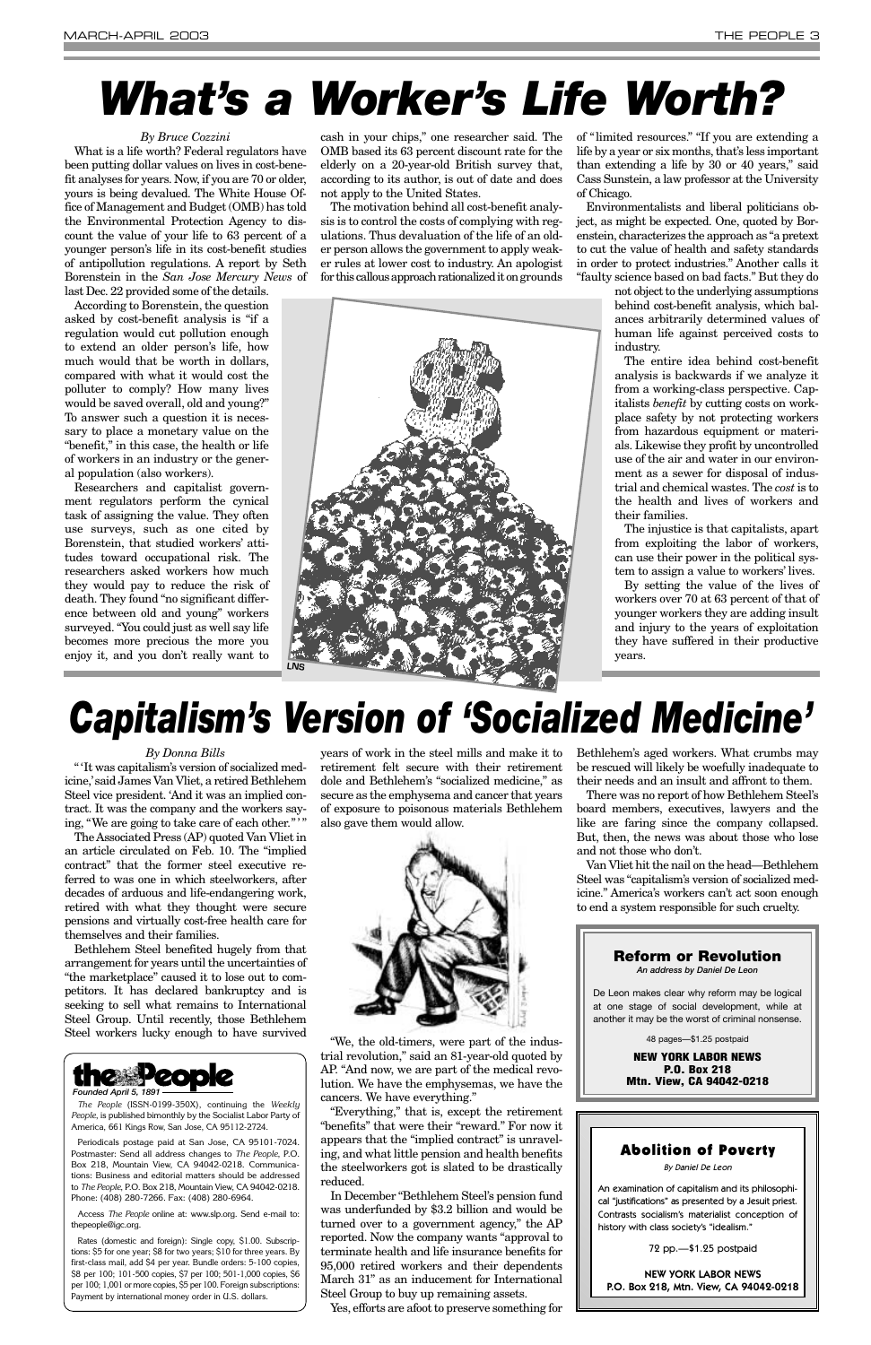# What's a Worker's Life Worth?

*By Bruce Cozzini*

What is a life worth? Federal regulators have been putting dollar values on lives in cost-benefit analyses for years. Now, if you are 70 or older, yours is being devalued. The White House Office of Management and Budget (OMB) has told the Environmental Protection Agency to discount the value of your life to 63 percent of a younger person's life in its cost-benefit studies of antipollution regulations. A report by Seth Borenstein in the *San Jose Mercury News* of last Dec. 22 provided some of the details.

According to Borenstein, the question asked by cost-benefit analysis is "if a regulation would cut pollution enough to extend an older person's life, how much would that be worth in dollars, compared with what it would cost the polluter to comply? How many lives would be saved overall, old and young?" To answer such a question it is necessary to place a monetary value on the "benefit," in this case, the health or life of workers in an industry or the general population (also workers).

Researchers and capitalist government regulators perform the cynical task of assigning the value. They often use surveys, such as one cited by Borenstein, that studied workers' attitudes toward occupational risk. The researchers asked workers how much they would pay to reduce the risk of death. They found "no significant difference between old and young" workers surveyed. "You could just as well say life becomes more precious the more you enjoy it, and you don't really want to cash in your chips," one researcher said. The OMB based its 63 percent discount rate for the elderly on a 20-year-old British survey that, according to its author, is out of date and does not apply to the United States.

The motivation behind all cost-benefit analysis is to control the costs of complying with regulations. Thus devaluation of the life of an older person allows the government to apply weaker rules at lower cost to industry. An apologist for this callous approach rationalized it on grounds of "limited resources." "If you are extending a life by a year or six months, that's less important than extending a life by 30 or 40 years," said Cass Sunstein, a law professor at the University of Chicago.

Environmentalists and liberal politicians object, as might be expected. One, quoted by Borenstein, characterizes the approach as "a pretext to cut the value of health and safety standards in order to protect industries." Another calls it "faulty science based on bad facts." But they do not object to the underlying assumptions behind cost-benefit analysis, which balances arbitrarily determined values of human life against perceived costs to industry.

The entire idea behind cost-benefit analysis is backwards if we analyze it from a working-class perspective. Capitalists *benefit* by cutting costs on workplace safety by not protecting workers from hazardous equipment or materials. Likewise they profit by uncontrolled use of the air and water in our environment as a sewer for disposal of industrial and chemical wastes. The *cost* is to the health and lives of workers and their families.

The injustice is that capitalists, apart from exploiting the labor of workers, can use their power in the political system to assign a value to workers' lives.

By setting the value of the lives of workers over 70 at 63 percent of that of younger workers they are adding insult and injury to the years of exploitation they have suffered in their productive years.

LNS

# Capitalism's Version of 'Socialized Medicine'

*By Donna Bills*

"'It was capitalism's version of socialized medicine,' said James Van Vliet, a retired Bethlehem Steel vice president. 'And it was an implied contract. It was the company and the workers saying, "We are going to take care of each other."'"

The Associated Press (AP) quoted Van Vliet in an article circulated on Feb. 10. The "implied contract" that the former steel executive referred to was one in which steelworkers, after decades of arduous and life-endangering work, retired with what they thought were secure pensions and virtually cost-free health care for themselves and their families.

Bethlehem Steel benefited hugely from that arrangement for years until the uncertainties of "the marketplace" caused it to lose out to competitors. It has declared bankruptcy and is seeking to sell what remains to International Steel Group. Until recently, those Bethlehem Steel workers lucky enough to have survived years of work in the steel mills and make it to retirement felt secure with their retirement dole and Bethlehem's "socialized medicine," as secure as the emphysema and cancer that years of exposure to poisonous materials Bethlehem also gave them would allow.

"We, the old-timers, were part of the industrial revolution," said an 81-year-old quoted by AP. "And now, we are part of the medical revolution. We have the emphysemas, we have the cancers. We have everything."

"Everything," that is, except the retirement "benefits" that were their "reward." For now it appears that the "implied contract" is unraveling, and what little pension and health benefits the steelworkers got is slated to be drastically reduced.

In December "Bethlehem Steel's pension fund was underfunded by $3.2 billion and would be turned over to a government agency," the AP reported. Now the company wants "approval to terminate health and life insurance benefits for 95,000 retired workers and their dependents March 31" as an inducement for International Steel Group to buy up remaining assets.

Yes, efforts are afoot to preserve something for Bethlehem's aged workers. What crumbs may be rescued will likely be woefully inadequate to their needs and an insult and affront to them.

There was no report of how Bethlehem Steel's board members, executives, lawyers and the like are faring since the company collapsed. But, then, the news was about those who lose and not those who don't.

Van Vliet hit the nail on the head—Bethlehem Steel was "capitalism's version of socialized medicine." America's workers can't act soon enough to end a system responsible for such cruelty.

---

**the People**
*Founded April 5, 1891*

*The People* (ISSN-0199-350X), continuing the *Weekly People*, is published bimonthly by the Socialist Labor Party of America, 661 Kings Row, San Jose, CA 95112-2724.

Periodicals postage paid at San Jose, CA 95101-7024. Postmaster: Send all address changes to *The People*, P.O. Box 218, Mountain View, CA 94042-0218. Communications: Business and editorial matters should be addressed to *The People*, P.O. Box 218, Mountain View, CA 94042-0218. Phone: (408) 280-7266. Fax: (408) 280-6964.

Access *The People* online at: www.slp.org. Send e-mail to: thepeople@igc.org.

Rates (domestic and foreign): Single copy, $1.00. Subscriptions: $5 for one year; $8 for two years; $10 for three years. By first-class mail, add $4 per year. Bundle orders: 5-100 copies, $8 per 100; 101-500 copies, $7 per 100; 501-1,000 copies, $6 per 100; 1,001 or more copies, $5 per 100. Foreign subscriptions: Payment by international money order in U.S. dollars.

---

**Reform or Revolution**
*An address by Daniel De Leon*

De Leon makes clear why reform may be logical at one stage of social development, while at another it may be the worst of criminal nonsense.

48 pages—$1.25 postpaid

**NEW YORK LABOR NEWS**
**P.O. Box 218**
**Mtn. View, CA 94042-0218**

---

**Abolition of Poverty**
*By Daniel De Leon*

An examination of capitalism and its philosophical "justifications" as presented by a Jesuit priest. Contrasts socialism's materialist conception of history with class society's "idealism."

72 pp.—$1.25 postpaid

**NEW YORK LABOR NEWS**
**P.O. Box 218, Mtn. View, CA 94042-0218**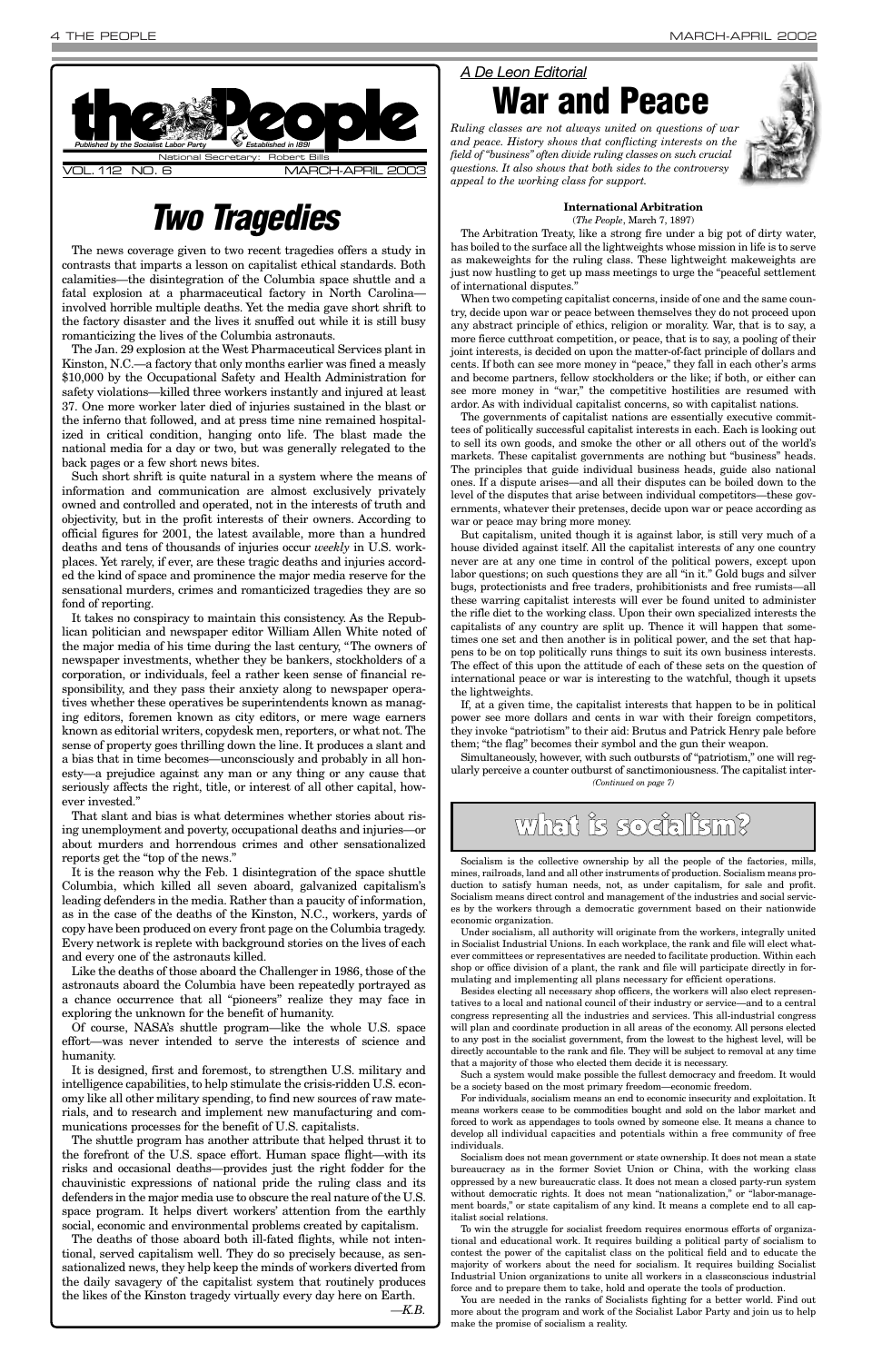# the People

*Published by the Socialist Labor Party* — *Established in 1891*

National Secretary: Robert Bills

VOL. 112 NO. 6 — MARCH-APRIL 2003

## Two Tragedies

The news coverage given to two recent tragedies offers a study in contrasts that imparts a lesson on capitalist ethical standards. Both calamities—the disintegration of the Columbia space shuttle and a fatal explosion at a pharmaceutical factory in North Carolina—involved horrible multiple deaths. Yet the media gave short shrift to the factory disaster and the lives it snuffed out while it is still busy romanticizing the lives of the Columbia astronauts.

The Jan. 29 explosion at the West Pharmaceutical Services plant in Kinston, N.C.—a factory that only months earlier was fined a measly $10,000 by the Occupational Safety and Health Administration for safety violations—killed three workers instantly and injured at least 37. One more worker later died of injuries sustained in the blast or the inferno that followed, and at press time nine remained hospitalized in critical condition, hanging onto life. The blast made the national media for a day or two, but was generally relegated to the back pages or a few short news bites.

Such short shrift is quite natural in a system where the means of information and communication are almost exclusively privately owned and controlled and operated, not in the interests of truth and objectivity, but in the profit interests of their owners. According to official figures for 2001, the latest available, more than a hundred deaths and tens of thousands of injuries occur *weekly* in U.S. workplaces. Yet rarely, if ever, are these tragic deaths and injuries accorded the kind of space and prominence the major media reserve for the sensational murders, crimes and romanticized tragedies they are so fond of reporting.

It takes no conspiracy to maintain this consistency. As the Republican politician and newspaper editor William Allen White noted of the major media of his time during the last century, "The owners of newspaper investments, whether they be bankers, stockholders of a corporation, or individuals, feel a rather keen sense of financial responsibility, and they pass their anxiety along to newspaper operatives whether these operatives be superintendents known as managing editors, foremen known as city editors, or mere wage earners known as editorial writers, copydesk men, reporters, or what not. The sense of property goes thrilling down the line. It produces a slant and a bias that in time becomes—unconsciously and probably in all honesty—a prejudice against any man or any thing or any cause that seriously affects the right, title, or interest of all other capital, however invested."

That slant and bias is what determines whether stories about rising unemployment and poverty, occupational deaths and injuries—or about murders and horrendous crimes and other sensationalized reports get the "top of the news."

It is the reason why the Feb. 1 disintegration of the space shuttle Columbia, which killed all seven aboard, galvanized capitalism's leading defenders in the media. Rather than a paucity of information, as in the case of the deaths of the Kinston, N.C., workers, yards of copy have been produced on every front page on the Columbia tragedy. Every network is replete with background stories on the lives of each and every one of the astronauts killed.

Like the deaths of those aboard the Challenger in 1986, those of the astronauts aboard the Columbia have been repeatedly portrayed as a chance occurrence that all "pioneers" realize they may face in exploring the unknown for the benefit of humanity.

Of course, NASA's shuttle program—like the whole U.S. space effort—was never intended to serve the interests of science and humanity.

It is designed, first and foremost, to strengthen U.S. military and intelligence capabilities, to help stimulate the crisis-ridden U.S. economy like all other military spending, to find new sources of raw materials, and to research and implement new manufacturing and communications processes for the benefit of U.S. capitalists.

The shuttle program has another attribute that helped thrust it to the forefront of the U.S. space effort. Human space flight—with its risks and occasional deaths—provides just the right fodder for the chauvinistic expressions of national pride the ruling class and its defenders in the major media use to obscure the real nature of the U.S. space program. It helps divert workers' attention from the earthly social, economic and environmental problems created by capitalism.

The deaths of those aboard both ill-fated flights, while not intentional, served capitalism well. They do so precisely because, as sensationalized news, they help keep the minds of workers diverted from the daily savagery of the capitalist system that routinely produces the likes of the Kinston tragedy virtually every day here on Earth.

—*K.B.*

*A De Leon Editorial*

## War and Peace

*Ruling classes are not always united on questions of war and peace. History shows that conflicting interests on the field of "business" often divide ruling classes on such crucial questions. It also shows that both sides to the controversy appeal to the working class for support.*

**International Arbitration**

(*The People*, March 7, 1897)

The Arbitration Treaty, like a strong fire under a big pot of dirty water, has boiled to the surface all the lightweights whose mission in life is to serve as makeweights for the ruling class. These lightweight makeweights are just now hustling to get up mass meetings to urge the "peaceful settlement of international disputes."

When two competing capitalist concerns, inside of one and the same country, decide upon war or peace between themselves they do not proceed upon any abstract principle of ethics, religion or morality. War, that is to say, a more fierce cutthroat competition, or peace, that is to say, a pooling of their joint interests, is decided on upon the matter-of-fact principle of dollars and cents. If both can see more money in "peace," they fall in each other's arms and become partners, fellow stockholders or the like; if both, or either can see more money in "war," the competitive hostilities are resumed with ardor. As with individual capitalist concerns, so with capitalist nations.

The governments of capitalist nations are essentially executive committees of politically successful capitalist interests in each. Each is looking out to sell its own goods, and smoke the other or all others out of the world's markets. These capitalist governments are nothing but "business" heads. The principles that guide individual business heads, guide also national ones. If a dispute arises—and all their disputes can be boiled down to the level of the disputes that arise between individual competitors—these governments, whatever their pretenses, decide upon war or peace according as war or peace may bring more money.

But capitalism, united though it is against labor, is still very much of a house divided against itself. All the capitalist interests of any one country never are at any one time in control of the political powers, except upon labor questions; on such questions they are all "in it." Gold bugs and silver bugs, protectionists and free traders, prohibitionists and free rumists—all these warring capitalist interests will ever be found united to administer the rifle diet to the working class. Upon their own specialized interests the capitalists of any country are split up. Thence it will happen that sometimes one set and then another is in political power, and the set that happens to be on top politically runs things to suit its own business interests. The effect of this upon the attitude of each of these sets on the question of international peace or war is interesting to the watchful, though it upsets the lightweights.

If, at a given time, the capitalist interests that happen to be in political power see more dollars and cents in war with their foreign competitors, they invoke "patriotism" to their aid: Brutus and Patrick Henry pale before them; "the flag" becomes their symbol and the gun their weapon.

Simultaneously, however, with such outbursts of "patriotism," one will regularly perceive a counter outburst of sanctimoniousness. The capitalist inter-

*(Continued on page 7)*

## what is socialism?

Socialism is the collective ownership by all the people of the factories, mills, mines, railroads, land and all other instruments of production. Socialism means production to satisfy human needs, not, as under capitalism, for sale and profit. Socialism means direct control and management of the industries and social services by the workers through a democratic government based on their nationwide economic organization.

Under socialism, all authority will originate from the workers, integrally united in Socialist Industrial Unions. In each workplace, the rank and file will elect whatever committees or representatives are needed to facilitate production. Within each shop or office division of a plant, the rank and file will participate directly in formulating and implementing all plans necessary for efficient operations.

Besides electing all necessary shop officers, the workers will also elect representatives to a local and national council of their industry or service—and to a central congress representing all the industries and services. This all-industrial congress will plan and coordinate production in all areas of the economy. All persons elected to any post in the socialist government, from the lowest to the highest level, will be directly accountable to the rank and file. They will be subject to removal at any time that a majority of those who elected them decide it is necessary.

Such a system would make possible the fullest democracy and freedom. It would be a society based on the most primary freedom—economic freedom.

For individuals, socialism means an end to economic insecurity and exploitation. It means workers cease to be commodities bought and sold on the labor market and forced to work as appendages to tools owned by someone else. It means a chance to develop all individual capacities and potentials within a free community of free individuals.

Socialism does not mean government or state ownership. It does not mean a state bureaucracy as in the former Soviet Union or China, with the working class oppressed by a new bureaucratic class. It does not mean a closed party-run system without democratic rights. It does not mean "nationalization," or "labor-management boards," or state capitalism of any kind. It means a complete end to all capitalist social relations.

To win the struggle for socialist freedom requires enormous efforts of organizational and educational work. It requires building a political party of socialism to contest the power of the capitalist class on the political field and to educate the majority of workers about the need for socialism. It requires building Socialist Industrial Union organizations to unite all workers in a classconscious industrial force and to prepare them to take, hold and operate the tools of production.

You are needed in the ranks of Socialists fighting for a better world. Find out more about the program and work of the Socialist Labor Party and join us to help make the promise of socialism a reality.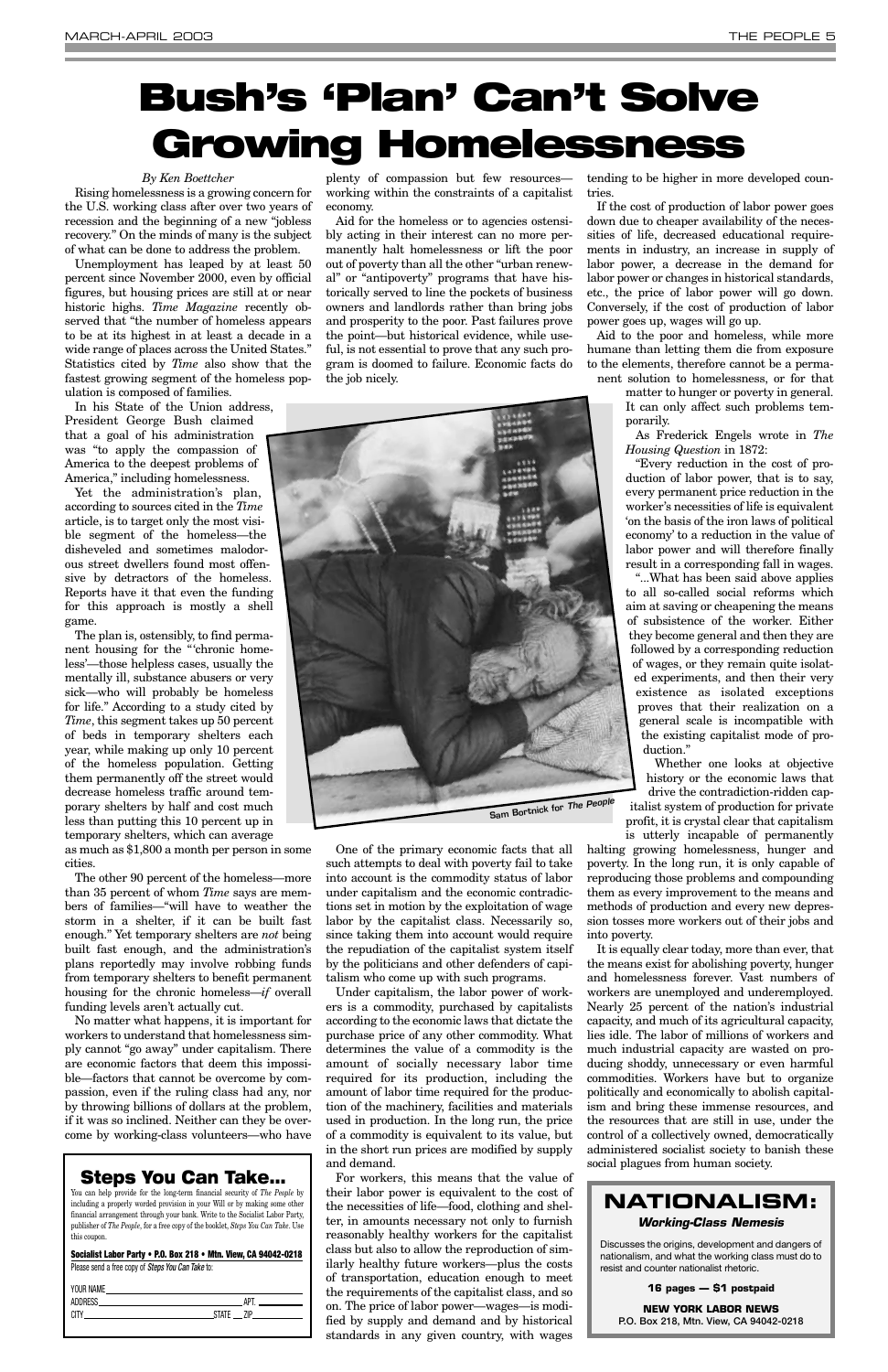# Bush's 'Plan' Can't Solve Growing Homelessness

*By Ken Boettcher*

Rising homelessness is a growing concern for the U.S. working class after over two years of recession and the beginning of a new "jobless recovery." On the minds of many is the subject of what can be done to address the problem.

Unemployment has leaped by at least 50 percent since November 2000, even by official figures, but housing prices are still at or near historic highs. *Time Magazine* recently observed that "the number of homeless appears to be at its highest in at least a decade in a wide range of places across the United States." Statistics cited by *Time* also show that the fastest growing segment of the homeless population is composed of families.

In his State of the Union address, President George Bush claimed that a goal of his administration was "to apply the compassion of America to the deepest problems of America," including homelessness.

Yet the administration's plan, according to sources cited in the *Time* article, is to target only the most visible segment of the homeless—the disheveled and sometimes malodorous street dwellers found most offensive by detractors of the homeless. Reports have it that even the funding for this approach is mostly a shell game.

The plan is, ostensibly, to find permanent housing for the "'chronic homeless'—those helpless cases, usually the mentally ill, substance abusers or very sick—who will probably be homeless for life." According to a study cited by *Time*, this segment takes up 50 percent of beds in temporary shelters each year, while making up only 10 percent of the homeless population. Getting them permanently off the street would decrease homeless traffic around temporary shelters by half and cost much less than putting this 10 percent up in temporary shelters, which can average as much as $1,800 a month per person in some cities.

The other 90 percent of the homeless—more than 35 percent of whom *Time* says are members of families—"will have to weather the storm in a shelter, if it can be built fast enough." Yet temporary shelters are *not* being built fast enough, and the administration's plans reportedly may involve robbing funds from temporary shelters to benefit permanent housing for the chronic homeless—*if* overall funding levels aren't actually cut.

No matter what happens, it is important for workers to understand that homelessness simply cannot "go away" under capitalism. There are economic factors that deem this impossible—factors that cannot be overcome by compassion, even if the ruling class had any, nor by throwing billions of dollars at the problem, if it was so inclined. Neither can they be overcome by working-class volunteers—who have plenty of compassion but few resources—working within the constraints of a capitalist economy.

Aid for the homeless or to agencies ostensibly acting in their interest can no more permanently halt homelessness or lift the poor out of poverty than all the other "urban renewal" or "antipoverty" programs that have historically served to line the pockets of business owners and landlords rather than bring jobs and prosperity to the poor. Past failures prove the point—but historical evidence, while useful, is not essential to prove that any such program is doomed to failure. Economic facts do the job nicely.

Sam Bortnick for *The People*

One of the primary economic facts that all such attempts to deal with poverty fail to take into account is the commodity status of labor under capitalism and the economic contradictions set in motion by the exploitation of wage labor by the capitalist class. Necessarily so, since taking them into account would require the repudiation of the capitalist system itself by the politicians and other defenders of capitalism who come up with such programs.

Under capitalism, the labor power of workers is a commodity, purchased by capitalists according to the economic laws that dictate the purchase price of any other commodity. What determines the value of a commodity is the amount of socially necessary labor time required for its production, including the amount of labor time required for the production of the machinery, facilities and materials used in production. In the long run, the price of a commodity is equivalent to its value, but in the short run prices are modified by supply and demand.

For workers, this means that the value of their labor power is equivalent to the cost of the necessities of life—food, clothing and shelter, in amounts necessary not only to furnish reasonably healthy workers for the capitalist class but also to allow the reproduction of similarly healthy future workers—plus the costs of transportation, education enough to meet the requirements of the capitalist class, and so on. The price of labor power—wages—is modified by supply and demand and by historical standards in any given country, with wages tending to be higher in more developed countries.

If the cost of production of labor power goes down due to cheaper availability of the necessities of life, decreased educational requirements in industry, an increase in supply of labor power, a decrease in the demand for labor power or changes in historical standards, etc., the price of labor power will go down. Conversely, if the cost of production of labor power goes up, wages will go up.

Aid to the poor and homeless, while more humane than letting them die from exposure to the elements, therefore cannot be a permanent solution to homelessness, or for that matter to hunger or poverty in general. It can only affect such problems temporarily.

As Frederick Engels wrote in *The Housing Question* in 1872:

"Every reduction in the cost of production of labor power, that is to say, every permanent price reduction in the worker's necessities of life is equivalent 'on the basis of the iron laws of political economy' to a reduction in the value of labor power and will therefore finally result in a corresponding fall in wages.

"...What has been said above applies to all so-called social reforms which aim at saving or cheapening the means of subsistence of the worker. Either they become general and then they are followed by a corresponding reduction of wages, or they remain quite isolated experiments, and then their very existence as isolated exceptions proves that their realization on a general scale is incompatible with the existing capitalist mode of production."

Whether one looks at objective history or the economic laws that drive the contradiction-ridden capitalist system of production for private profit, it is crystal clear that capitalism is utterly incapable of permanently halting growing homelessness, hunger and poverty. In the long run, it is only capable of reproducing those problems and compounding them as every improvement to the means and methods of production and every new depression tosses more workers out of their jobs and into poverty.

It is equally clear today, more than ever, that the means exist for abolishing poverty, hunger and homelessness forever. Vast numbers of workers are unemployed and underemployed. Nearly 25 percent of the nation's industrial capacity, and much of its agricultural capacity, lies idle. The labor of millions of workers and much industrial capacity are wasted on producing shoddy, unnecessary or even harmful commodities. Workers have but to organize politically and economically to abolish capitalism and bring these immense resources, and the resources that are still in use, under the control of a collectively owned, democratically administered socialist society to banish these social plagues from human society.

## Steps You Can Take...

You can help provide for the long-term financial security of *The People* by including a properly worded provision in your Will or by making some other financial arrangement through your bank. Write to the Socialist Labor Party, publisher of *The People*, for a free copy of the booklet, *Steps You Can Take*. Use this coupon.

**Socialist Labor Party • P.O. Box 218 • Mtn. View, CA 94042-0218**

Please send a free copy of *Steps You Can Take* to:

YOUR NAME ____________________

ADDRESS ____________________ APT. ______

CITY ____________________ STATE ___ ZIP ______

## NATIONALISM:

### *Working-Class Nemesis*

Discusses the origins, development and dangers of nationalism, and what the working class must do to resist and counter nationalist rhetoric.

**16 pages — $1 postpaid**

**NEW YORK LABOR NEWS**
P.O. Box 218, Mtn. View, CA 94042-0218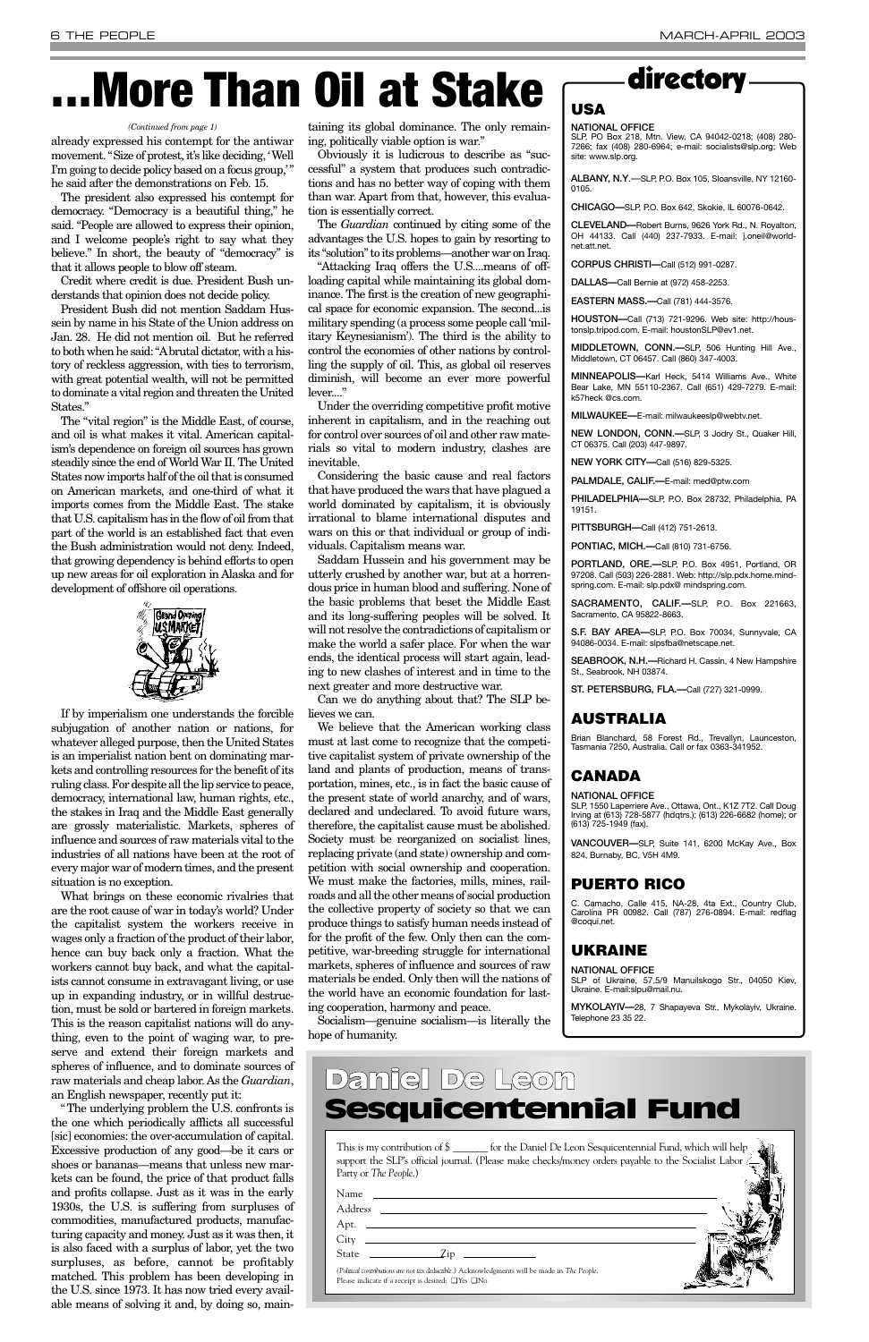# ...More Than Oil at Stake

*(Continued from page 1)*

already expressed his contempt for the antiwar movement. "Size of protest, it's like deciding, 'Well I'm going to decide policy based on a focus group,'" he said after the demonstrations on Feb. 15.

The president also expressed his contempt for democracy. "Democracy is a beautiful thing," he said. "People are allowed to express their opinion, and I welcome people's right to say what they believe." In short, the beauty of "democracy" is that it allows people to blow off steam.

Credit where credit is due. President Bush understands that opinion does not decide policy.

President Bush did not mention Saddam Hussein by name in his State of the Union address on Jan. 28. He did not mention oil. But he referred to both when he said: "A brutal dictator, with a history of reckless aggression, with ties to terrorism, with great potential wealth, will not be permitted to dominate a vital region and threaten the United States."

The "vital region" is the Middle East, of course, and oil is what makes it vital. American capitalism's dependence on foreign oil sources has grown steadily since the end of World War II. The United States now imports half of the oil that is consumed on American markets, and one-third of what it imports comes from the Middle East. The stake that U.S. capitalism has in the flow of oil from that part of the world is an established fact that even the Bush administration would not deny. Indeed, that growing dependency is behind efforts to open up new areas for oil exploration in Alaska and for development of offshore oil operations.

If by imperialism one understands the forcible subjugation of another nation or nations, for whatever alleged purpose, then the United States is an imperialist nation bent on dominating markets and controlling resources for the benefit of its ruling class. For despite all the lip service to peace, democracy, international law, human rights, etc., the stakes in Iraq and the Middle East generally are grossly materialistic. Markets, spheres of influence and sources of raw materials vital to the industries of all nations have been at the root of every major war of modern times, and the present situation is no exception.

What brings on these economic rivalries that are the root cause of war in today's world? Under the capitalist system the workers receive in wages only a fraction of the product of their labor, hence can buy back only a fraction. What the workers cannot buy back, and what the capitalists cannot consume in extravagant living, or use up in expanding industry, or in willful destruction, must be sold or bartered in foreign markets. This is the reason capitalist nations will do anything, even to the point of waging war, to preserve and extend their foreign markets and spheres of influence, and to dominate sources of raw materials and cheap labor. As the *Guardian*, an English newspaper, recently put it:

"The underlying problem the U.S. confronts is the one which periodically afflicts all successful [sic] economies: the over-accumulation of capital. Excessive production of any good—be it cars or shoes or bananas—means that unless new markets can be found, the price of that product falls and profits collapse. Just as it was in the early 1930s, the U.S. is suffering from surpluses of commodities, manufactured products, manufacturing capacity and money. Just as it was then, it is also faced with a surplus of labor, yet the two surpluses, as before, cannot be profitably matched. This problem has been developing in the U.S. since 1973. It has now tried every available means of solving it and, by doing so, maintaining its global dominance. The only remaining, politically viable option is war."

Obviously it is ludicrous to describe as "successful" a system that produces such contradictions and has no better way of coping with them than war. Apart from that, however, this evaluation is essentially correct.

The *Guardian* continued by citing some of the advantages the U.S. hopes to gain by resorting to its "solution" to its problems—another war on Iraq.

"Attacking Iraq offers the U.S....means of offloading capital while maintaining its global dominance. The first is the creation of new geographical space for economic expansion. The second...is military spending (a process some people call 'military Keynesianism'). The third is the ability to control the economies of other nations by controlling the supply of oil. This, as global oil reserves diminish, will become an ever more powerful lever...."

Under the overriding competitive profit motive inherent in capitalism, and in the reaching out for control over sources of oil and other raw materials so vital to modern industry, clashes are inevitable.

Considering the basic cause and real factors that have produced the wars that have plagued a world dominated by capitalism, it is obviously irrational to blame international disputes and wars on this or that individual or group of individuals. Capitalism means war.

Saddam Hussein and his government may be utterly crushed by another war, but at a horrendous price in human blood and suffering. None of the basic problems that beset the Middle East and its long-suffering peoples will be solved. It will not resolve the contradictions of capitalism or make the world a safer place. For when the war ends, the identical process will start again, leading to new clashes of interest and in time to the next greater and more destructive war.

Can we do anything about that? The SLP believes we can.

We believe that the American working class must at last come to recognize that the competitive capitalist system of private ownership of the land and plants of production, means of transportation, mines, etc., is in fact the basic cause of the present state of world anarchy, and of wars, declared and undeclared. To avoid future wars, therefore, the capitalist cause must be abolished. Society must be reorganized on socialist lines, replacing private (and state) ownership and competition with social ownership and cooperation. We must make the factories, mills, mines, railroads and all the other means of social production the collective property of society so that we can produce things to satisfy human needs instead of for the profit of the few. Only then can the competitive, war-breeding struggle for international markets, spheres of influence and sources of raw materials be ended. Only then will the nations of the world have an economic foundation for lasting cooperation, harmony and peace.

Socialism—genuine socialism—is literally the hope of humanity.

## directory

### USA

**NATIONAL OFFICE**
SLP, PO Box 218, Mtn. View, CA 94042-0218; (408) 280-7266; fax (408) 280-6964; e-mail: socialists@slp.org; Web site: www.slp.org.

**ALBANY, N.Y.**—SLP, P.O. Box 105, Sloansville, NY 12160-0105.

**CHICAGO**—SLP, P.O. Box 642, Skokie, IL 60076-0642.

**CLEVELAND**—Robert Burns, 9626 York Rd., N. Royalton, OH 44133. Call (440) 237-7933. E-mail: j.oneil@worldnet.att.net.

**CORPUS CHRISTI**—Call (512) 991-0287.

**DALLAS**—Call Bernie at (972) 458-2253.

**EASTERN MASS.**—Call (781) 444-3576.

**HOUSTON**—Call (713) 721-9296. Web site: http://houstonslp.tripod.com. E-mail: houstonSLP@ev1.net.

**MIDDLETOWN, CONN.**—SLP, 506 Hunting Hill Ave., Middletown, CT 06457. Call (860) 347-4003.

**MINNEAPOLIS**—Karl Heck, 5414 Williams Ave., White Bear Lake, MN 55110-2367. Call (651) 429-7279. E-mail: k57heck @cs.com.

**MILWAUKEE**—E-mail: milwaukeeslp@webtv.net.

**NEW LONDON, CONN.**—SLP, 3 Jodry St., Quaker Hill, CT 06375. Call (203) 447-9897.

**NEW YORK CITY**—Call (516) 829-5325.

**PALMDALE, CALIF.**—E-mail: med@ptw.com

**PHILADELPHIA**—SLP, P.O. Box 28732, Philadelphia, PA 19151.

**PITTSBURGH**—Call (412) 751-2613.

**PONTIAC, MICH.**—Call (810) 731-6756.

**PORTLAND, ORE.**—SLP, P.O. Box 4951, Portland, OR 97208. Call (503) 226-2881. Web: http://slp.pdx.home.mindspring.com. E-mail: slp.pdx@ mindspring.com.

**SACRAMENTO, CALIF.**—SLP, P.O. Box 221663, Sacramento, CA 95822-8663.

**S.F. BAY AREA**—SLP, P.O. Box 70034, Sunnyvale, CA 94086-0034. E-mail: slpsfba@netscape.net.

**SEABROOK, N.H.**—Richard H. Cassin, 4 New Hampshire St., Seabrook, NH 03874.

**ST. PETERSBURG, FLA.**—Call (727) 321-0999.

### AUSTRALIA

Brian Blanchard, 58 Forest Rd., Trevallyn, Launceston, Tasmania 7250, Australia. Call or fax 0363-341952.

### CANADA

**NATIONAL OFFICE**
SLP, 1550 Laperriere Ave., Ottawa, Ont., K1Z 7T2. Call Doug Irving at (613) 728-5877 (hdqtrs.); (613) 226-6682 (home); or (613) 725-1949 (fax).

**VANCOUVER**—SLP, Suite 141, 6200 McKay Ave., Box 824, Burnaby, BC, V5H 4M9.

### PUERTO RICO

C. Camacho, Calle 415, NA-28, 4ta Ext., Country Club, Carolina PR 00982. Call (787) 276-0894. E-mail: redflag @coqui.net.

### UKRAINE

**NATIONAL OFFICE**
SLP of Ukraine, 57,5/9 Manuilskogo Str., 04050 Kiev, Ukraine. E-mail:slpu@mail.nu.

**MYKOLAYIV**—28, 7 Shapayeva Str., Mykolayiv, Ukraine. Telephone 23 35 22.

## Daniel De Leon Sesquicentennial Fund

This is my contribution of $ _______ for the Daniel De Leon Sesquicentennial Fund, which will help support the SLP's official journal. (Please make checks/money orders payable to the Socialist Labor Party or *The People*.)

Name ____________________

Address ____________________

Apt. ____________________

City ____________________

State __________ Zip __________

(*Political contributions are not tax deductible.*) Acknowledgments will be made in *The People*. Please indicate if a receipt is desired: ☐Yes ☐No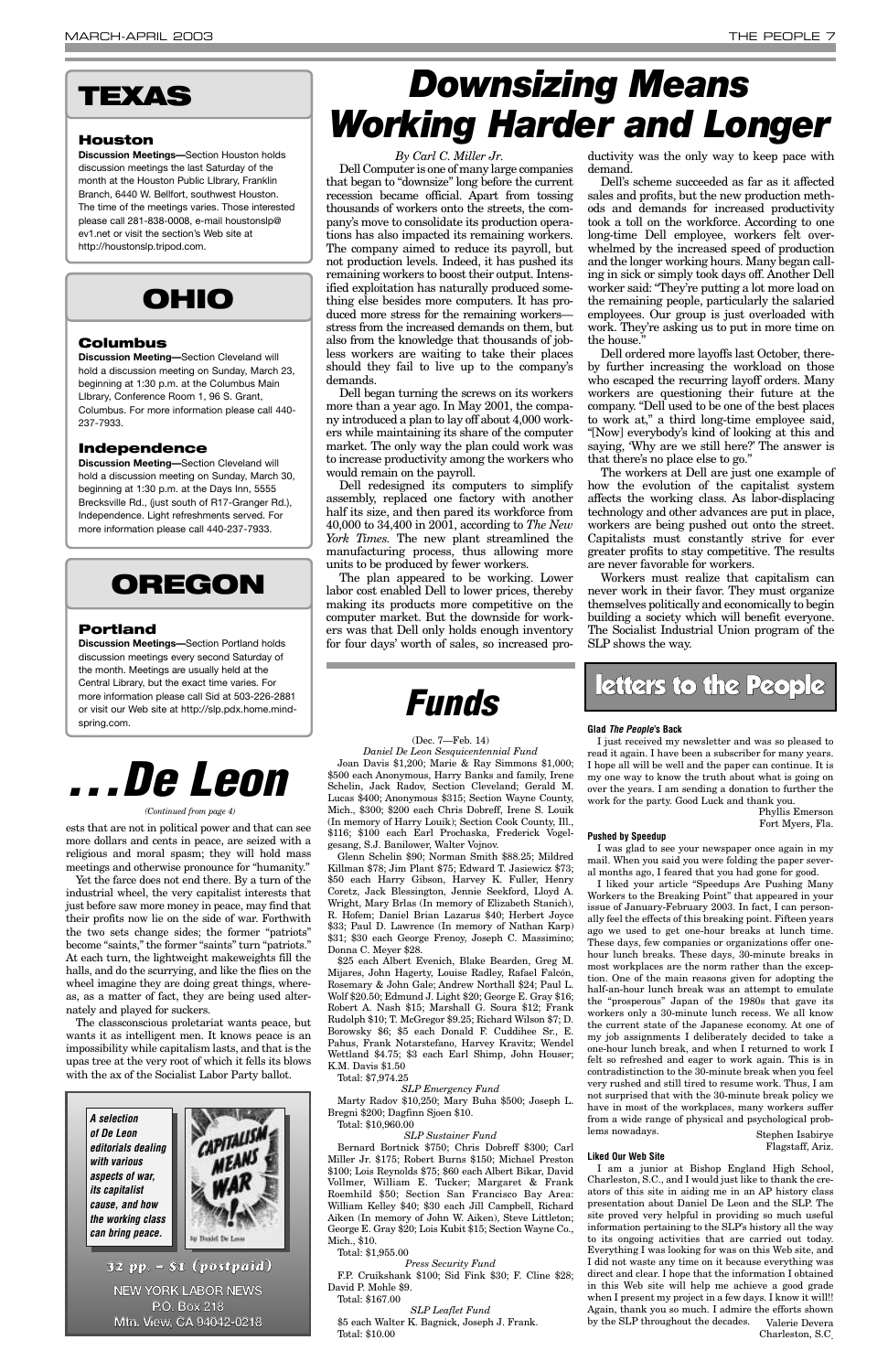## TEXAS

### Houston

**Discussion Meetings—**Section Houston holds discussion meetings the last Saturday of the month at the Houston Public Library, Franklin Branch, 6440 W. Bellfort, southwest Houston. The time of the meetings varies. Those interested please call 281-838-0008, e-mail houstonslp@ev1.net or visit the section's Web site at http://houstonslp.tripod.com.

## OHIO

### Columbus

**Discussion Meeting—**Section Cleveland will hold a discussion meeting on Sunday, March 23, beginning at 1:30 p.m. at the Columbus Main Library, Conference Room 1, 96 S. Grant, Columbus. For more information please call 440-237-7933.

### Independence

**Discussion Meeting—**Section Cleveland will hold a discussion meeting on Sunday, March 30, beginning at 1:30 p.m. at the Days Inn, 5555 Brecksville Rd., (just south of R17-Granger Rd.), Independence. Light refreshments served. For more information please call 440-237-7933.

## OREGON

### Portland

**Discussion Meetings—**Section Portland holds discussion meetings every second Saturday of the month. Meetings are usually held at the Central Library, but the exact time varies. For more information please call Sid at 503-226-2881 or visit our Web site at http://slp.pdx.home.mindspring.com.

# Downsizing Means Working Harder and Longer

*By Carl C. Miller Jr.*

Dell Computer is one of many large companies that began to "downsize" long before the current recession became official. Apart from tossing thousands of workers onto the streets, the company's move to consolidate its production operations has also impacted its remaining workers. The company aimed to reduce its payroll, but not production levels. Indeed, it has pushed its remaining workers to boost their output. Intensified exploitation has naturally produced something else besides more computers. It has produced more stress for the remaining workers—stress from the increased demands on them, but also from the knowledge that thousands of jobless workers are waiting to take their places should they fail to live up to the company's demands.

Dell began turning the screws on its workers more than a year ago. In May 2001, the company introduced a plan to lay off about 4,000 workers while maintaining its share of the computer market. The only way the plan could work was to increase productivity among the workers who would remain on the payroll.

Dell redesigned its computers to simplify assembly, replaced one factory with another half its size, and then pared its workforce from 40,000 to 34,400 in 2001, according to *The New York Times.* The new plant streamlined the manufacturing process, thus allowing more units to be produced by fewer workers.

The plan appeared to be working. Lower labor cost enabled Dell to lower prices, thereby making its products more competitive on the computer market. But the downside for workers was that Dell only holds enough inventory for four days' worth of sales, so increased productivity was the only way to keep pace with demand.

Dell's scheme succeeded as far as it affected sales and profits, but the new production methods and demands for increased productivity took a toll on the workforce. According to one long-time Dell employee, workers felt overwhelmed by the increased speed of production and the longer working hours. Many began calling in sick or simply took days off. Another Dell worker said: "They're putting a lot more load on the remaining people, particularly the salaried employees. Our group is just overloaded with work. They're asking us to put in more time on the house."

Dell ordered more layoffs last October, thereby further increasing the workload on those who escaped the recurring layoff orders. Many workers are questioning their future at the company. "Dell used to be one of the best places to work at," a third long-time employee said, "[Now] everybody's kind of looking at this and saying, 'Why are we still here?' The answer is that there's no place else to go."

The workers at Dell are just one example of how the evolution of the capitalist system affects the working class. As labor-displacing technology and other advances are put in place, workers are being pushed out onto the street. Capitalists must constantly strive for ever greater profits to stay competitive. The results are never favorable for workers.

Workers must realize that capitalism can never work in their favor. They must organize themselves politically and economically to begin building a society which will benefit everyone. The Socialist Industrial Union program of the SLP shows the way.

# . . . De Leon

*(Continued from page 4)*

ests that are not in political power and that can see more dollars and cents in peace, are seized with a religious and moral spasm; they will hold mass meetings and otherwise pronounce for "humanity."

Yet the farce does not end there. By a turn of the industrial wheel, the very capitalist interests that just before saw more money in peace, may find that their profits now lie on the side of war. Forthwith the two sets change sides; the former "patriots" become "saints," the former "saints" turn "patriots." At each turn, the lightweight makeweights fill the halls, and do the scurrying, and like the flies on the wheel imagine they are doing great things, whereas, as a matter of fact, they are being used alternately and played for suckers.

The classconscious proletariat wants peace, but wants it as intelligent men. It knows peace is an impossibility while capitalism lasts, and that is the upas tree at the very root of which it fells its blows with the ax of the Socialist Labor Party ballot.

*A selection of De Leon editorials dealing with various aspects of war, its capitalist cause, and how the working class can bring peace.*

CAPITALISM MEANS WAR! by Daniel De Leon

*32 pp. – $1 (postpaid)*

NEW YORK LABOR NEWS
P.O. Box 218
Mtn. View, CA 94042-0218

# Funds

(Dec. 7—Feb. 14)

*Daniel De Leon Sesquicentennial Fund*

Joan Davis $1,200; Marie & Ray Simmons $1,000; $500 each Anonymous, Harry Banks and family, Irene Schelin, Jack Radov, Section Cleveland; Gerald M. Lucas $400; Anonymous $315; Section Wayne County, Mich., $300; $200 each Chris Dobreff, Irene S. Louik (In memory of Harry Louik); Section Cook County, Ill., $116; $100 each Earl Prochaska, Frederick Vogelgesang, S.J. Banilower, Walter Vojnov.

Glenn Schelin $90; Norman Smith $88.25; Mildred Killman $78; Jim Plant $75; Edward T. Jasiewicz $73; $50 each Harry Gibson, Harvey K. Fuller, Henry Coretz, Jack Blessington, Jennie Seekford, Lloyd A. Wright, Mary Brlas (In memory of Elizabeth Stanich), R. Hofem; Daniel Brian Lazarus $40; Herbert Joyce $33; Paul D. Lawrence (In memory of Nathan Karp) $31; $30 each George Frenoy, Joseph C. Massimino; Donna C. Meyer $28.

$25 each Albert Evenich, Blake Bearden, Greg M. Mijares, John Hagerty, Louise Radley, Rafael Falcón, Rosemary & John Gale; Andrew Northall $24; Paul L. Wolf $20.50; Edmund J. Light $20; George E. Gray $16; Robert A. Nash $15; Marshall G. Soura $12; Frank Rudolph $10; T. McGregor $9.25; Richard Wilson $7; D. Borowsky $6; $5 each Donald F. Cuddihee Sr., E. Pahus, Frank Notarstefano, Harvey Kravitz; Wendel Wettland $4.75; $3 each Earl Shimp, John Houser; K.M. Davis $1.50

Total: $7,974.25

*SLP Emergency Fund*

Marty Radov $10,250; Mary Buha $500; Joseph L. Bregni $200; Dagfinn Sjoen $10.

Total: $10,960.00

*SLP Sustainer Fund*

Bernard Bortnick $750; Chris Dobreff $300; Carl Miller Jr. $175; Robert Burns $150; Michael Preston $100; Lois Reynolds $75; $60 each Albert Bikar, David Vollmer, William E. Tucker; Margaret & Frank Roemhild $50; Section San Francisco Bay Area: William Kelley $40; $30 each Jill Campbell, Richard Aiken (In memory of John W. Aiken), Steve Littleton; George E. Gray $20; Lois Kubit $15; Section Wayne Co., Mich., $10.

Total: $1,955.00

*Press Security Fund*

F.P. Cruikshank $100; Sid Fink $30; F. Cline $28; David P. Mohle $9.

Total: $167.00

*SLP Leaflet Fund*

$5 each Walter K. Bagnick, Joseph J. Frank.

Total: $10.00

# letters to the People

### Glad *The People's* Back

I just received my newsletter and was so pleased to read it again. I have been a subscriber for many years. I hope all will be well and the paper can continue. It is my one way to know the truth about what is going on over the years. I am sending a donation to further the work for the party. Good Luck and thank you.

Phyllis Emerson
Fort Myers, Fla.

### Pushed by Speedup

I was glad to see your newspaper once again in my mail. When you said you were folding the paper several months ago, I feared that you had gone for good.

I liked your article "Speedups Are Pushing Many Workers to the Breaking Point" that appeared in your issue of January-February 2003. In fact, I can personally feel the effects of this breaking point. Fifteen years ago we used to get one-hour breaks at lunch time. These days, few companies or organizations offer one-hour lunch breaks. These days, 30-minute breaks in most workplaces are the norm rather than the exception. One of the main reasons given for adopting the half-an-hour lunch break was an attempt to emulate the "prosperous" Japan of the 1980s that gave its workers only a 30-minute lunch recess. We all know the current state of the Japanese economy. At one of my job assignments I deliberately decided to take a one-hour lunch break, and when I returned to work I felt so refreshed and eager to work again. This is in contradistinction to the 30-minute break when you feel very rushed and still tired to resume work. Thus, I am not surprised that with the 30-minute break policy we have in most of the workplaces, many workers suffer from a wide range of physical and psychological problems nowadays.

Stephen Isabirye
Flagstaff, Ariz.

### Liked Our Web Site

I am a junior at Bishop England High School, Charleston, S.C., and I would just like to thank the creators of this site in aiding me in an AP history class presentation about Daniel De Leon and the SLP. The site proved very helpful in providing so much useful information pertaining to the SLP's history all the way to its ongoing activities that are carried out today. Everything I was looking for was on this Web site, and I did not waste any time on it because everything was direct and clear. I hope that the information I obtained in this Web site will help me achieve a good grade when I present my project in a few days. I know it will!! Again, thank you so much. I admire the efforts shown by the SLP throughout the decades.

Valerie Devera
Charleston, S.C.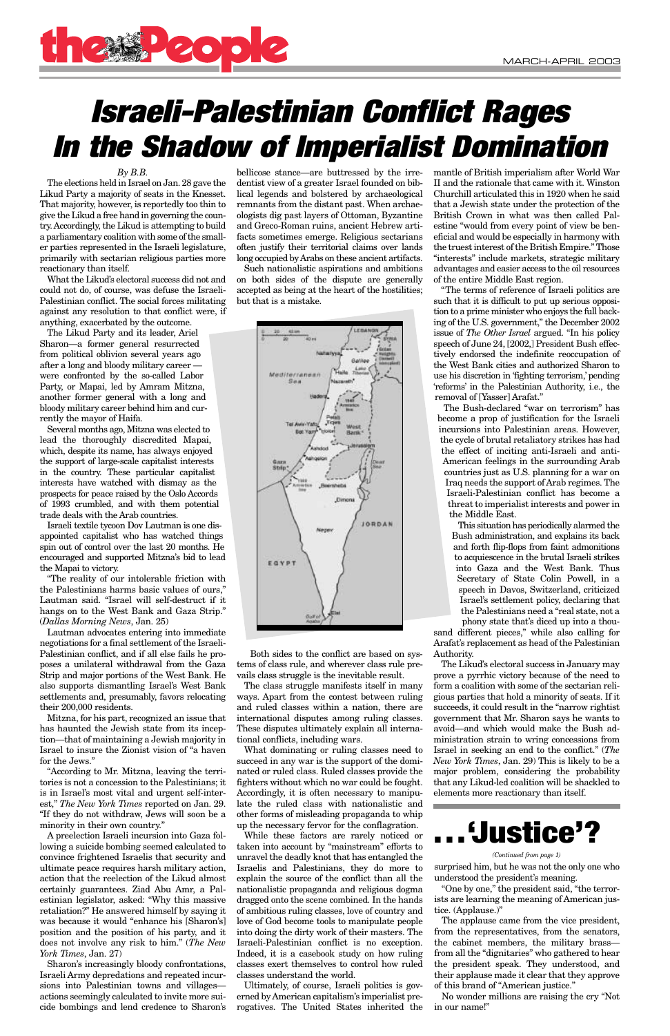# Israeli-Palestinian Conflict Rages In the Shadow of Imperialist Domination

*By B.B.*

The elections held in Israel on Jan. 28 gave the Likud Party a majority of seats in the Knesset. That majority, however, is reportedly too thin to give the Likud a free hand in governing the country. Accordingly, the Likud is attempting to build a parliamentary coalition with some of the smaller parties represented in the Israeli legislature, primarily with sectarian religious parties more reactionary than itself.

What the Likud's electoral success did not and could not do, of course, was defuse the Israeli-Palestinian conflict. The social forces militating against any resolution to that conflict were, if anything, exacerbated by the outcome.

The Likud Party and its leader, Ariel Sharon—a former general resurrected from political oblivion several years ago after a long and bloody military career—were confronted by the so-called Labor Party, or Mapai, led by Amram Mitzna, another former general with a long and bloody military career behind him and currently the mayor of Haifa.

Several months ago, Mitzna was elected to lead the thoroughly discredited Mapai, which, despite its name, has always enjoyed the support of large-scale capitalist interests in the country. These particular capitalist interests have watched with dismay as the prospects for peace raised by the Oslo Accords of 1993 crumbled, and with them potential trade deals with the Arab countries.

Israeli textile tycoon Dov Lautman is one disappointed capitalist who has watched things spin out of control over the last 20 months. He encouraged and supported Mitzna's bid to lead the Mapai to victory.

"The reality of our intolerable friction with the Palestinians harms basic values of ours," Lautman said. "Israel will self-destruct if it hangs on to the West Bank and Gaza Strip." (*Dallas Morning News*, Jan. 25)

Lautman advocates entering into immediate negotiations for a final settlement of the Israeli-Palestinian conflict, and if all else fails he proposes a unilateral withdrawal from the Gaza Strip and major portions of the West Bank. He also supports dismantling Israel's West Bank settlements and, presumably, favors relocating their 200,000 residents.

Mitzna, for his part, recognized an issue that has haunted the Jewish state from its inception—that of maintaining a Jewish majority in Israel to insure the Zionist vision of "a haven for the Jews."

"According to Mr. Mitzna, leaving the territories is not a concession to the Palestinians; it is in Israel's most vital and urgent self-interest," *The New York Times* reported on Jan. 29. "If they do not withdraw, Jews will soon be a minority in their own country."

A preelection Israeli incursion into Gaza following a suicide bombing seemed calculated to convince frightened Israelis that security and ultimate peace requires harsh military action, action that the reelection of the Likud almost certainly guarantees. Ziad Abu Amr, a Palestinian legislator, asked: "Why this massive retaliation?" He answered himself by saying it was because it would "enhance his [Sharon's] position and the position of his party, and it does not involve any risk to him." (*The New York Times*, Jan. 27)

Sharon's increasingly bloody confrontations, Israeli Army depredations and repeated incursions into Palestinian towns and villages—actions seemingly calculated to invite more suicide bombings and lend credence to Sharon's bellicose stance—are buttressed by the irredentist view of a greater Israel founded on biblical legends and bolstered by archaeological remnants from the distant past. When archaeologists dig past layers of Ottoman, Byzantine and Greco-Roman ruins, ancient Hebrew artifacts sometimes emerge. Religious sectarians often justify their territorial claims over lands long occupied by Arabs on these ancient artifacts.

Such nationalistic aspirations and ambitions on both sides of the dispute are generally accepted as being at the heart of the hostilities; but that is a mistake.

Both sides to the conflict are based on systems of class rule, and wherever class rule prevails class struggle is the inevitable result.

The class struggle manifests itself in many ways. Apart from the contest between ruling and ruled classes within a nation, there are international disputes among ruling classes. These disputes ultimately explain all international conflicts, including wars.

What dominating or ruling classes need to succeed in any war is the support of the dominated or ruled class. Ruled classes provide the fighters without which no war could be fought. Accordingly, it is often necessary to manipulate the ruled class with nationalistic and other forms of misleading propaganda to whip up the necessary fervor for the conflagration.

While these factors are rarely noticed or taken into account by "mainstream" efforts to unravel the deadly knot that has entangled the Israelis and Palestinians, they do more to explain the source of the conflict than all the nationalistic propaganda and religious dogma dragged onto the scene combined. In the hands of ambitious ruling classes, love of country and love of God become tools to manipulate people into doing the dirty work of their masters. The Israeli-Palestinian conflict is no exception. Indeed, it is a casebook study on how ruling classes exert themselves to control how ruled classes understand the world.

Ultimately, of course, Israeli politics is governed by American capitalism's imperialist prerogatives. The United States inherited the mantle of British imperialism after World War II and the rationale that came with it. Winston Churchill articulated this in 1920 when he said that a Jewish state under the protection of the British Crown in what was then called Palestine "would from every point of view be beneficial and would be especially in harmony with the truest interest of the British Empire." Those "interests" include markets, strategic military advantages and easier access to the oil resources of the entire Middle East region.

"The terms of reference of Israeli politics are such that it is difficult to put up serious opposition to a prime minister who enjoys the full backing of the U.S. government," the December 2002 issue of *The Other Israel* argued. "In his policy speech of June 24, [2002,] President Bush effectively endorsed the indefinite reoccupation of the West Bank cities and authorized Sharon to use his discretion in 'fighting terrorism,' pending 'reforms' in the Palestinian Authority, i.e., the removal of [Yasser] Arafat."

The Bush-declared "war on terrorism" has become a prop of justification for the Israeli incursions into Palestinian areas. However, the cycle of brutal retaliatory strikes has had the effect of inciting anti-Israeli and anti-American feelings in the surrounding Arab countries just as U.S. planning for a war on Iraq needs the support of Arab regimes. The Israeli-Palestinian conflict has become a threat to imperialist interests and power in the Middle East.

This situation has periodically alarmed the Bush administration, and explains its back and forth flip-flops from faint admonitions to acquiescence in the brutal Israeli strikes into Gaza and the West Bank. Thus Secretary of State Colin Powell, in a speech in Davos, Switzerland, criticized Israel's settlement policy, declaring that the Palestinians need a "real state, not a phony state that's diced up into a thousand different pieces," while also calling for Arafat's replacement as head of the Palestinian Authority.

The Likud's electoral success in January may prove a pyrrhic victory because of the need to form a coalition with some of the sectarian religious parties that hold a minority of seats. If it succeeds, it could result in the "narrow rightist government that Mr. Sharon says he wants to avoid—and which would make the Bush administration strain to wring concessions from Israel in seeking an end to the conflict." (*The New York Times*, Jan. 29) This is likely to be a major problem, considering the probability that any Likud-led coalition will be shackled to elements more reactionary than itself.

# . . . 'Justice'?

*(Continued from page 1)*

surprised him, but he was not the only one who understood the president's meaning.

"One by one," the president said, "the terrorists are learning the meaning of American justice. (Applause.)"

The applause came from the vice president, from the representatives, from the senators, the cabinet members, the military brass—from all the "dignitaries" who gathered to hear the president speak. They understood, and their applause made it clear that they approve of this brand of "American justice."

No wonder millions are raising the cry "Not in our name!"